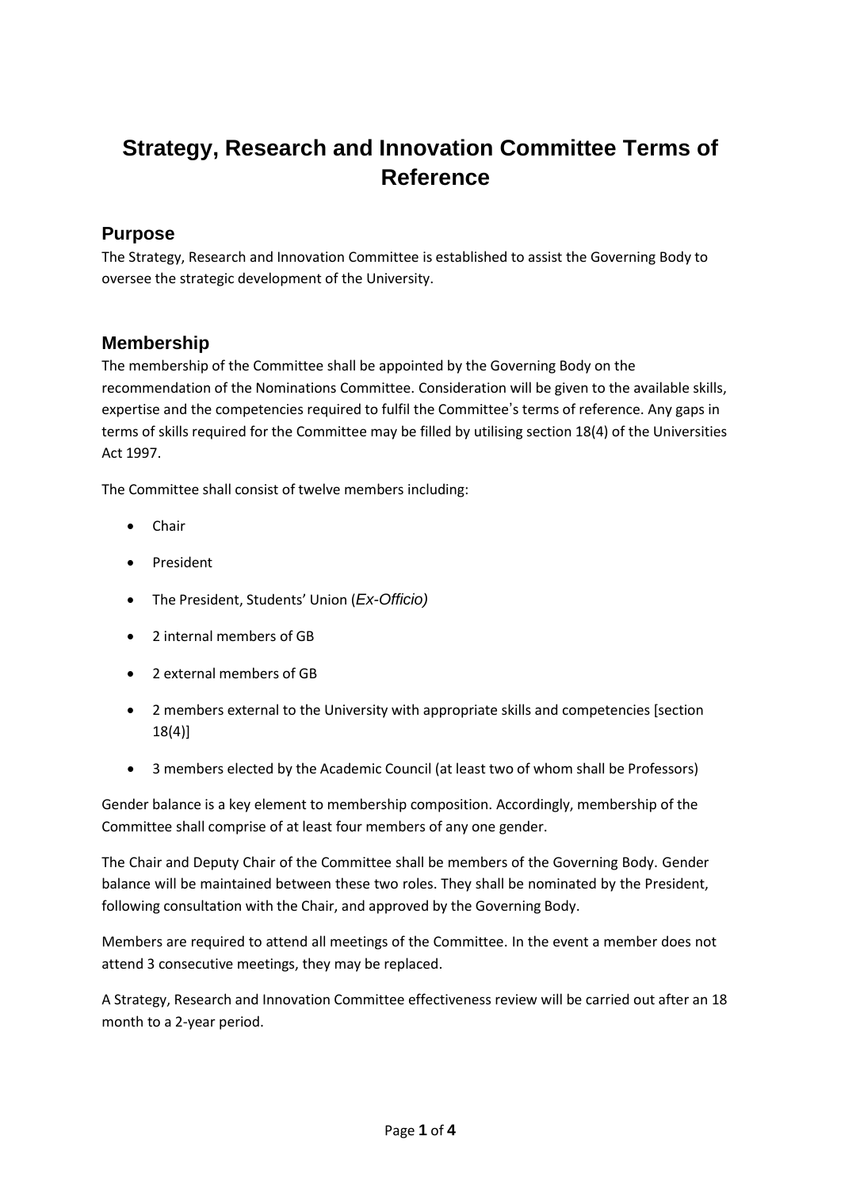# Strategy, Research and Innovation Committee Terms of Reference

## Purpose

The Strategy, Research and Innovation Committee is established to assist the Governing Body to oversee the strategic development of the University.

## Membership

The membership of the Committee shall be appointed by the Governing Body on the recommendation of the Nominations Committee. Consideration will be given to the available skills, expertise and the competencies required to fulfil the Committee's terms of reference. Any gaps in terms of skills required for the Committee may be filled by utilising section 18(4) of the Universities Act 1997.

The Committee shall consist of twelve members including:

- Chair
- President
- The President, Students' Union (*Ex-Officio)*
- 2 internal members of GB
- 2 external members of GB
- 2 members external to the University with appropriate skills and competencies [section 18(4)]
- 3 members elected by the Academic Council (at least two of whom shall be Professors)

Gender balance is a key element to membership composition. Accordingly, membership of the Committee shall comprise of at least four members of any one gender.

The Chair and Deputy Chair of the Committee shall be members of the Governing Body. Gender balance will be maintained between these two roles. They shall be nominated by the President, following consultation with the Chair, and approved by the Governing Body.

Members are required to attend all meetings of the Committee. In the event a member does not attend 3 consecutive meetings, they may be replaced.

A Strategy, Research and Innovation Committee effectiveness review will be carried out after an 18 month to a 2-year period.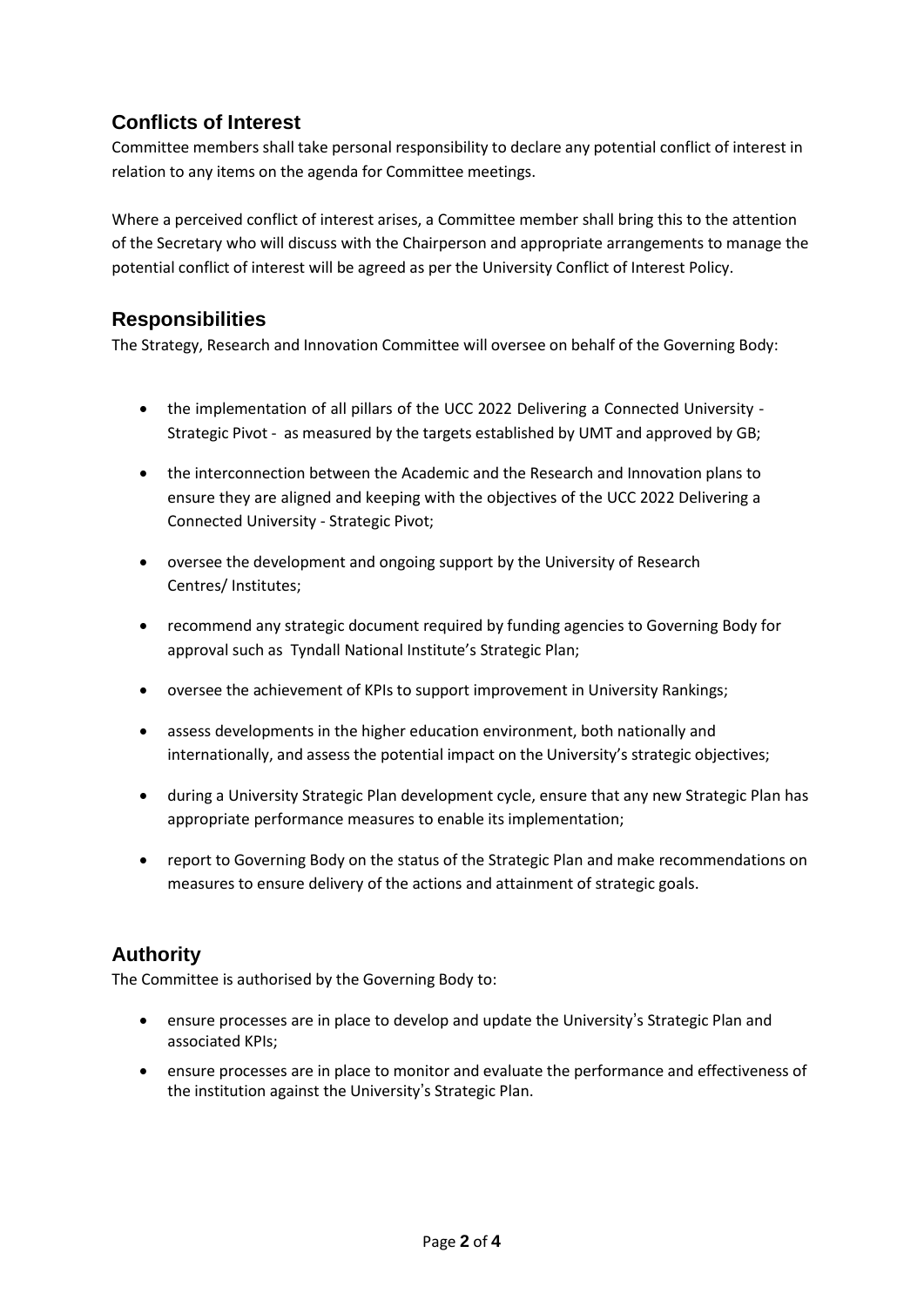## Conflicts of Interest

Committee members shall take personal responsibility to declare any potential conflict of interest in relation to any items on the agenda for Committee meetings.

Where a perceived conflict of interest arises, a Committee member shall bring this to the attention of the Secretary who will discuss with the Chairperson and appropriate arrangements to manage the potential conflict of interest will be agreed as per the University Conflict of Interest Policy.

## Responsibilities

The Strategy, Research and Innovation Committee will oversee on behalf of the Governing Body:

- the implementation of all pillars of the UCC 2022 Delivering a Connected University - Strategic Pivot - as measured by the targets established by UMT and approved by GB;
- the interconnection between the Academic and the Research and Innovation plans to ensure they are aligned and keeping with the objectives of the UCC 2022 Delivering a Connected University - Strategic Pivot;
- oversee the development and ongoing support by the University of Research Centres/ Institutes;
- recommend any strategic document required by funding agencies to Governing Body for approval such as Tyndall National Institute's Strategic Plan;
- oversee the achievement of KPIs to support improvement in University Rankings;
- assess developments in the higher education environment, both nationally and internationally, and assess the potential impact on the University's strategic objectives;
- during a University Strategic Plan development cycle, ensure that any new Strategic Plan has appropriate performance measures to enable its implementation;
- report to Governing Body on the status of the Strategic Plan and make recommendations on measures to ensure delivery of the actions and attainment of strategic goals.

## Authority

The Committee is authorised by the Governing Body to:

- ensure processes are in place to develop and update the University's Strategic Plan and associated KPIs;
- ensure processes are in place to monitor and evaluate the performance and effectiveness of the institution against the University's Strategic Plan.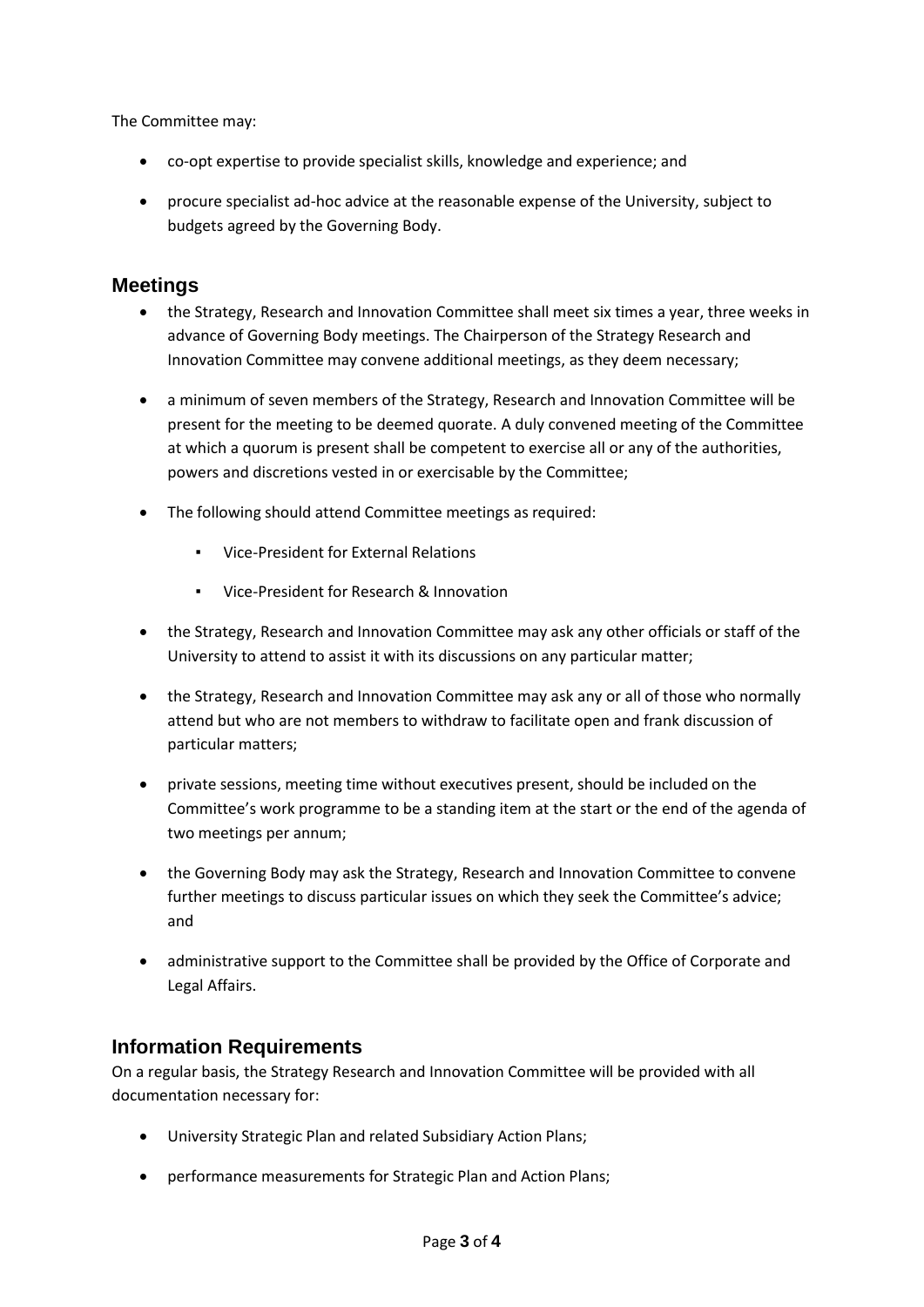The Committee may:

- co-opt expertise to provide specialist skills, knowledge and experience; and
- procure specialist ad-hoc advice at the reasonable expense of the University, subject to budgets agreed by the Governing Body.

## Meetings

- the Strategy, Research and Innovation Committee shall meet six times a year, three weeks in advance of Governing Body meetings. The Chairperson of the Strategy Research and Innovation Committee may convene additional meetings, as they deem necessary;
- a minimum of seven members of the Strategy, Research and Innovation Committee will be present for the meeting to be deemed quorate. A duly convened meeting of the Committee at which a quorum is present shall be competent to exercise all or any of the authorities, powers and discretions vested in or exercisable by the Committee;
- The following should attend Committee meetings as required:
    - Vice-President for External Relations
    - Vice-President for Research & Innovation
- the Strategy, Research and Innovation Committee may ask any other officials or staff of the University to attend to assist it with its discussions on any particular matter;
- the Strategy, Research and Innovation Committee may ask any or all of those who normally attend but who are not members to withdraw to facilitate open and frank discussion of particular matters;
- private sessions, meeting time without executives present, should be included on the Committee's work programme to be a standing item at the start or the end of the agenda of two meetings per annum;
- the Governing Body may ask the Strategy, Research and Innovation Committee to convene further meetings to discuss particular issues on which they seek the Committee's advice; and
- administrative support to the Committee shall be provided by the Office of Corporate and Legal Affairs.

## Information Requirements

On a regular basis, the Strategy Research and Innovation Committee will be provided with all documentation necessary for:

- University Strategic Plan and related Subsidiary Action Plans;
- performance measurements for Strategic Plan and Action Plans;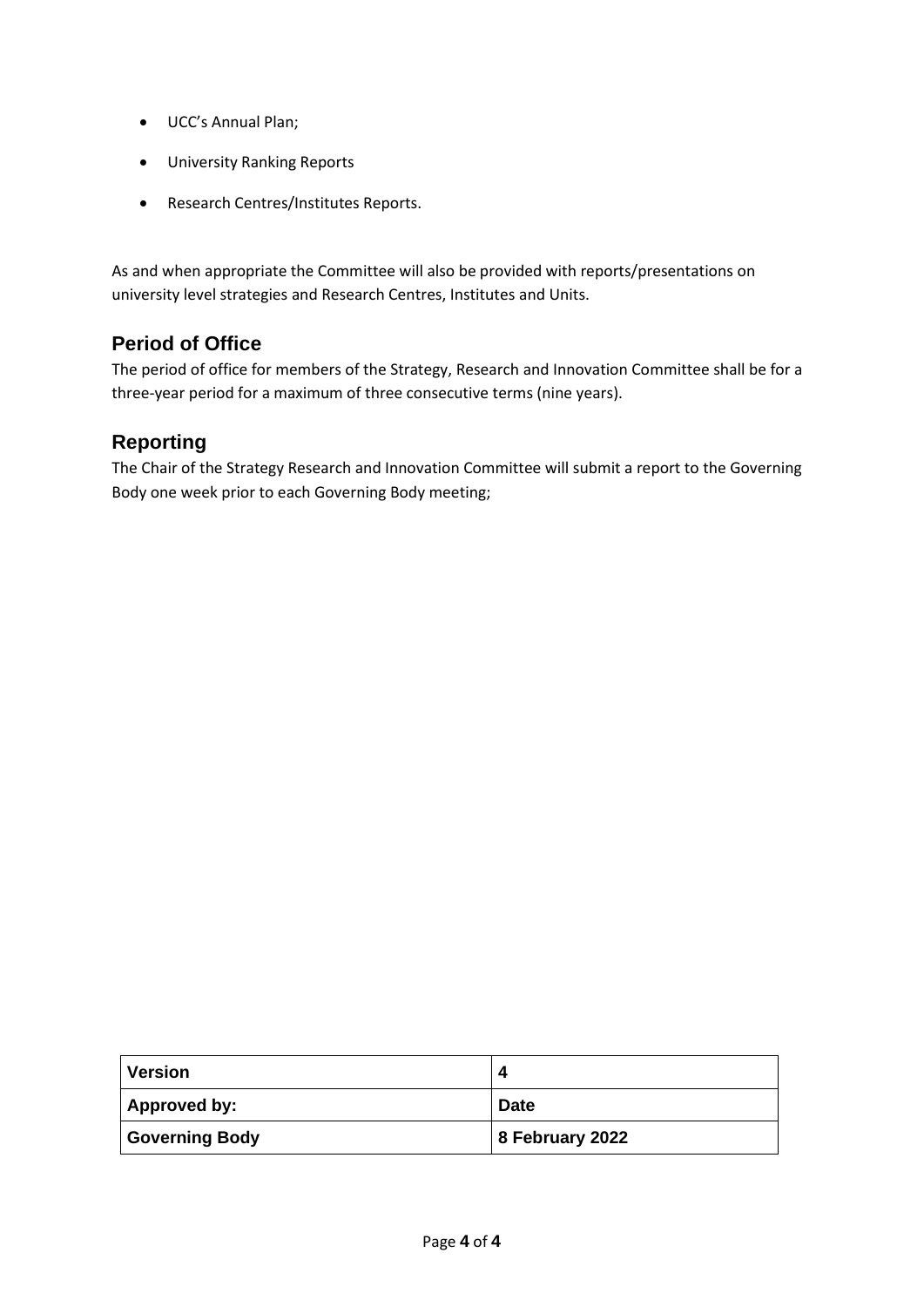- UCC's Annual Plan;
- University Ranking Reports
- Research Centres/Institutes Reports.

As and when appropriate the Committee will also be provided with reports/presentations on university level strategies and Research Centres, Institutes and Units.

## Period of Office

The period of office for members of the Strategy, Research and Innovation Committee shall be for a three-year period for a maximum of three consecutive terms (nine years).

## Reporting

The Chair of the Strategy Research and Innovation Committee will submit a report to the Governing Body one week prior to each Governing Body meeting;

| | |
|---|---|
| **Version** | **4** |
| **Approved by:** | **Date** |
| **Governing Body** | **8 February 2022** |